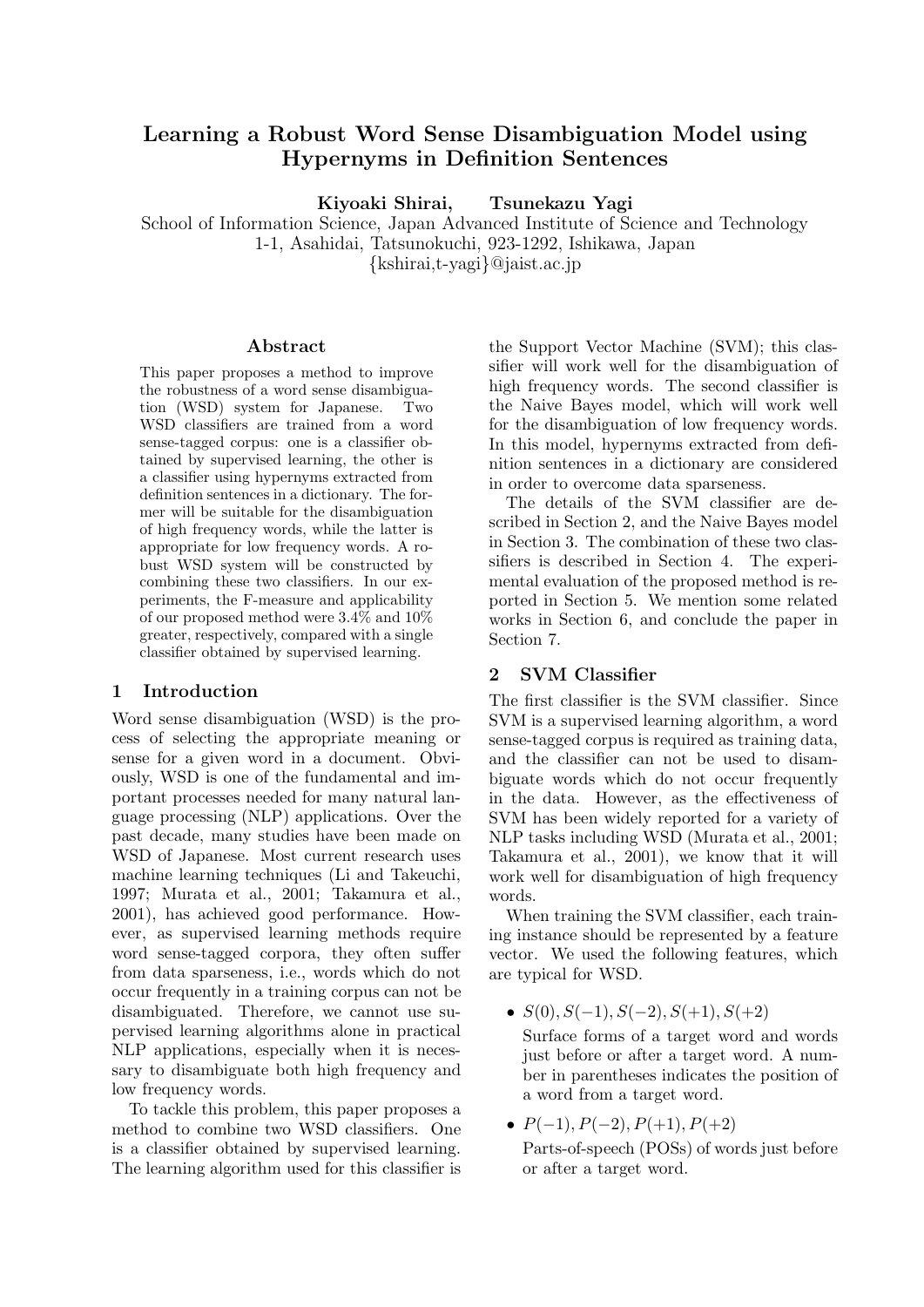# Learning a Robust Word Sense Disambiguation Model using Hypernyms in Definition Sentences

**Kiyoaki Shirai, Tsunekazu Yagi**

School of Information Science, Japan Advanced Institute of Science and Technology
1-1, Asahidai, Tatsunokuchi, 923-1292, Ishikawa, Japan
{kshirai,t-yagi}@jaist.ac.jp

## Abstract

This paper proposes a method to improve the robustness of a word sense disambiguation (WSD) system for Japanese. Two WSD classifiers are trained from a word sense-tagged corpus: one is a classifier obtained by supervised learning, the other is a classifier using hypernyms extracted from definition sentences in a dictionary. The former will be suitable for the disambiguation of high frequency words, while the latter is appropriate for low frequency words. A robust WSD system will be constructed by combining these two classifiers. In our experiments, the F-measure and applicability of our proposed method were 3.4% and 10% greater, respectively, compared with a single classifier obtained by supervised learning.

## 1 Introduction

Word sense disambiguation (WSD) is the process of selecting the appropriate meaning or sense for a given word in a document. Obviously, WSD is one of the fundamental and important processes needed for many natural language processing (NLP) applications. Over the past decade, many studies have been made on WSD of Japanese. Most current research uses machine learning techniques (Li and Takeuchi, 1997; Murata et al., 2001; Takamura et al., 2001), has achieved good performance. However, as supervised learning methods require word sense-tagged corpora, they often suffer from data sparseness, i.e., words which do not occur frequently in a training corpus can not be disambiguated. Therefore, we cannot use supervised learning algorithms alone in practical NLP applications, especially when it is necessary to disambiguate both high frequency and low frequency words.

To tackle this problem, this paper proposes a method to combine two WSD classifiers. One is a classifier obtained by supervised learning. The learning algorithm used for this classifier is the Support Vector Machine (SVM); this classifier will work well for the disambiguation of high frequency words. The second classifier is the Naive Bayes model, which will work well for the disambiguation of low frequency words. In this model, hypernyms extracted from definition sentences in a dictionary are considered in order to overcome data sparseness.

The details of the SVM classifier are described in Section 2, and the Naive Bayes model in Section 3. The combination of these two classifiers is described in Section 4. The experimental evaluation of the proposed method is reported in Section 5. We mention some related works in Section 6, and conclude the paper in Section 7.

## 2 SVM Classifier

The first classifier is the SVM classifier. Since SVM is a supervised learning algorithm, a word sense-tagged corpus is required as training data, and the classifier can not be used to disambiguate words which do not occur frequently in the data. However, as the effectiveness of SVM has been widely reported for a variety of NLP tasks including WSD (Murata et al., 2001; Takamura et al., 2001), we know that it will work well for disambiguation of high frequency words.

When training the SVM classifier, each training instance should be represented by a feature vector. We used the following features, which are typical for WSD.

- $S(0), S(-1), S(-2), S(+1), S(+2)$
  Surface forms of a target word and words just before or after a target word. A number in parentheses indicates the position of a word from a target word.
- $P(-1), P(-2), P(+1), P(+2)$
  Parts-of-speech (POSs) of words just before or after a target word.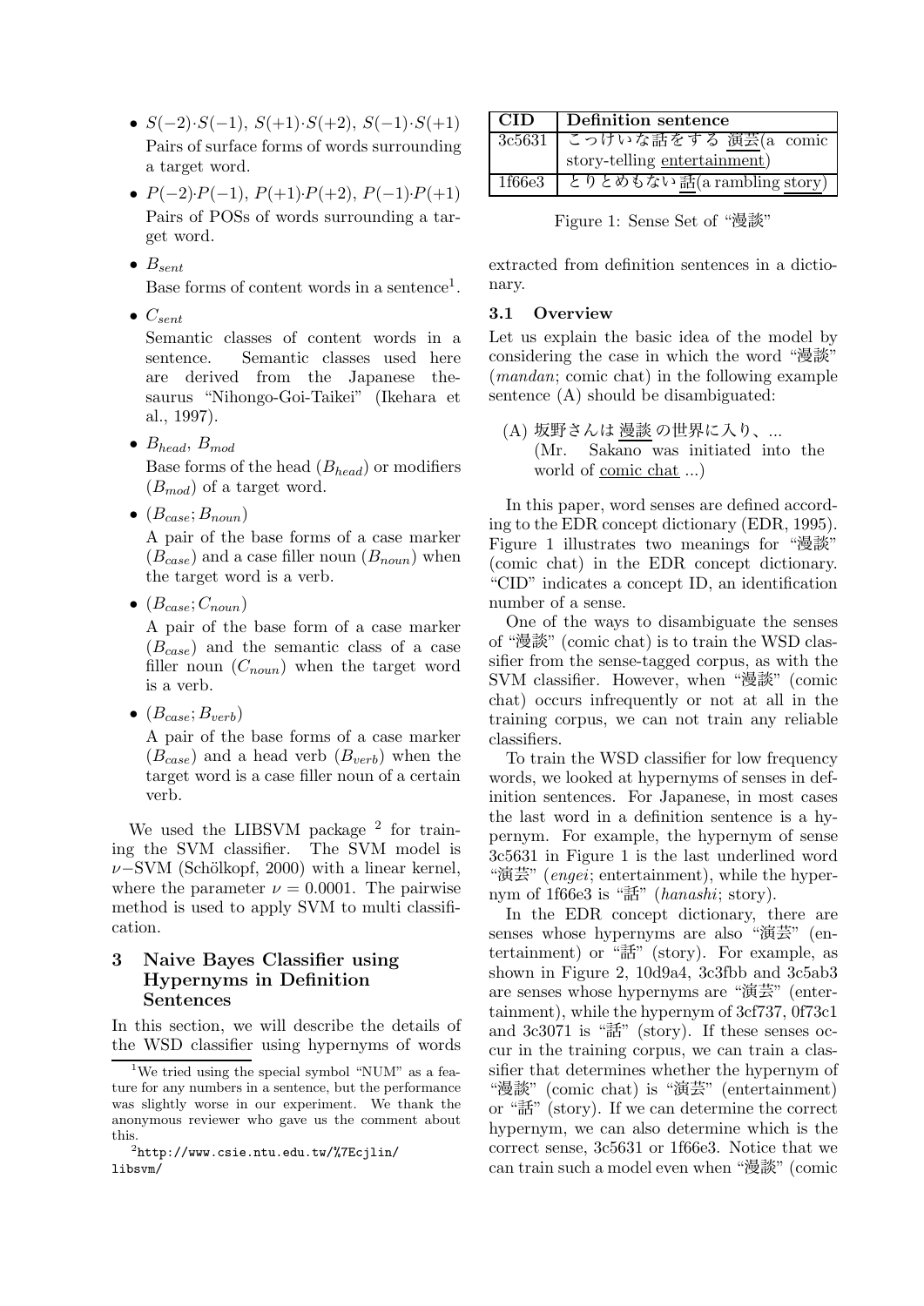- $S(-2)\cdot S(-1)$, $S(+1)\cdot S(+2)$, $S(-1)\cdot S(+1)$
  Pairs of surface forms of words surrounding a target word.
- $P(-2)\cdot P(-1)$, $P(+1)\cdot P(+2)$, $P(-1)\cdot P(+1)$
  Pairs of POSs of words surrounding a target word.
- $B_{sent}$
  Base forms of content words in a sentence[1].
- $C_{sent}$
  Semantic classes of content words in a sentence. Semantic classes used here are derived from the Japanese thesaurus "Nihongo-Goi-Taikei" (Ikehara et al., 1997).
- $B_{head}$, $B_{mod}$
  Base forms of the head ($B_{head}$) or modifiers ($B_{mod}$) of a target word.
- $(B_{case}; B_{noun})$
  A pair of the base forms of a case marker ($B_{case}$) and a case filler noun ($B_{noun}$) when the target word is a verb.
- $(B_{case}; C_{noun})$
  A pair of the base form of a case marker ($B_{case}$) and the semantic class of a case filler noun ($C_{noun}$) when the target word is a verb.
- $(B_{case}; B_{verb})$
  A pair of the base forms of a case marker ($B_{case}$) and a head verb ($B_{verb}$) when the target word is a case filler noun of a certain verb.

We used the LIBSVM package [2] for training the SVM classifier. The SVM model is $\nu-$SVM (Schölkopf, 2000) with a linear kernel, where the parameter $\nu = 0.0001$. The pairwise method is used to apply SVM to multi classification.

## 3 Naive Bayes Classifier using Hypernyms in Definition Sentences

In this section, we will describe the details of the WSD classifier using hypernyms of words extracted from definition sentences in a dictionary.

| CID | Definition sentence |
|---|---|
| 3c5631 | こっけいな話をする 演芸(a comic story-telling entertainment) |
| 1f66e3 | とりとめもない 話(a rambling story) |

Figure 1: Sense Set of "漫談"

### 3.1 Overview

Let us explain the basic idea of the model by considering the case in which the word "漫談" (*mandan*; comic chat) in the following example sentence (A) should be disambiguated:

(A) 坂野さんは 漫談 の世界に入り、...
(Mr. Sakano was initiated into the world of comic chat ...)

In this paper, word senses are defined according to the EDR concept dictionary (EDR, 1995). Figure 1 illustrates two meanings for "漫談" (comic chat) in the EDR concept dictionary. "CID" indicates a concept ID, an identification number of a sense.

One of the ways to disambiguate the senses of "漫談" (comic chat) is to train the WSD classifier from the sense-tagged corpus, as with the SVM classifier. However, when "漫談" (comic chat) occurs infrequently or not at all in the training corpus, we can not train any reliable classifiers.

To train the WSD classifier for low frequency words, we looked at hypernyms of senses in definition sentences. For Japanese, in most cases the last word in a definition sentence is a hypernym. For example, the hypernym of sense 3c5631 in Figure 1 is the last underlined word "演芸" (*engei*; entertainment), while the hypernym of 1f66e3 is "話" (*hanashi*; story).

In the EDR concept dictionary, there are senses whose hypernyms are also "演芸" (entertainment) or "話" (story). For example, as shown in Figure 2, 10d9a4, 3c3fbb and 3c5ab3 are senses whose hypernyms are "演芸" (entertainment), while the hypernym of 3cf737, 0f73c1 and 3c3071 is "話" (story). If these senses occur in the training corpus, we can train a classifier that determines whether the hypernym of "漫談" (comic chat) is "演芸" (entertainment) or "話" (story). If we can determine the correct hypernym, we can also determine which is the correct sense, 3c5631 or 1f66e3. Notice that we can train such a model even when "漫談" (comic

[1] We tried using the special symbol "NUM" as a feature for any numbers in a sentence, but the performance was slightly worse in our experiment. We thank the anonymous reviewer who gave us the comment about this.

[2] http://www.csie.ntu.edu.tw/%7Ecjlin/libsvm/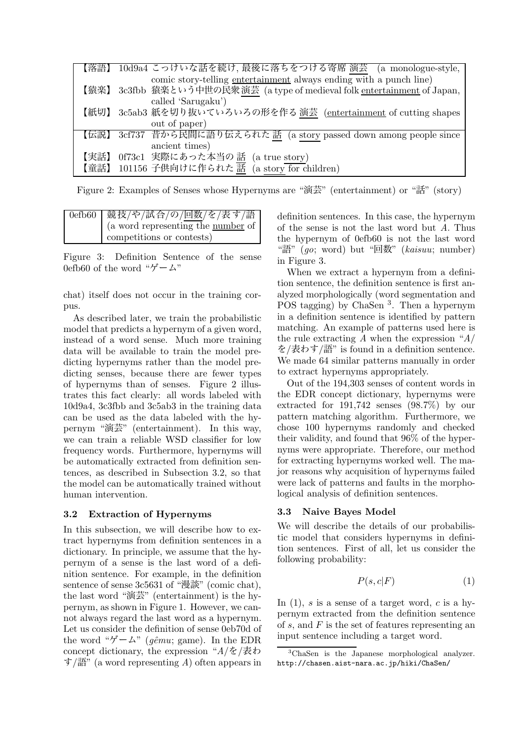| | | |
|---|---|---|
| 【落語】 | 10d9a4 | こっけいな話を続け, 最後に落ちをつける寄席 演芸 (a monologue-style, comic story-telling entertainment always ending with a punch line) |
| 【猿楽】 | 3c3fbb | 猿楽という中世の民衆演芸 (a type of medieval folk entertainment of Japan, called 'Sarugaku') |
| 【紙切】 | 3c5ab3 | 紙を切り抜いていろいろの形を作る 演芸 (entertainment of cutting shapes out of paper) |
| 【伝説】 | 3cf737 | 昔から民間に語り伝えられた 話 (a story passed down among people since ancient times) |
| 【実話】 | 0f73c1 | 実際にあった本当の 話 (a true story) |
| 【童話】 | 101156 | 子供向けに作られた 話 (a story for children) |

Figure 2: Examples of Senses whose Hypernyms are "演芸" (entertainment) or "話" (story)

| | |
|---|---|
| 0efb60 | 競技/や/試合/の/回数/を/表す/語 (a word representing the number of competitions or contests) |

Figure 3: Definition Sentence of the sense 0efb60 of the word "ゲーム"

chat) itself does not occur in the training corpus.

As described later, we train the probabilistic model that predicts a hypernym of a given word, instead of a word sense. Much more training data will be available to train the model predicting hypernyms rather than the model predicting senses, because there are fewer types of hypernyms than of senses. Figure 2 illustrates this fact clearly: all words labeled with 10d9a4, 3c3fbb and 3c5ab3 in the training data can be used as the data labeled with the hypernym "演芸" (entertainment). In this way, we can train a reliable WSD classifier for low frequency words. Furthermore, hypernyms will be automatically extracted from definition sentences, as described in Subsection 3.2, so that the model can be automatically trained without human intervention.

### 3.2 Extraction of Hypernyms

In this subsection, we will describe how to extract hypernyms from definition sentences in a dictionary. In principle, we assume that the hypernym of a sense is the last word of a definition sentence. For example, in the definition sentence of sense 3c5631 of "漫談" (comic chat), the last word "演芸" (entertainment) is the hypernym, as shown in Figure 1. However, we cannot always regard the last word as a hypernym. Let us consider the definition of sense 0eb70d of the word "ゲーム" (*gêmu*; game). In the EDR concept dictionary, the expression "*A*/を/表わす/語" (a word representing *A*) often appears in definition sentences. In this case, the hypernym of the sense is not the last word but *A*. Thus the hypernym of 0efb60 is not the last word "語" (*go*; word) but "回数" (*kaisuu*; number) in Figure 3.

When we extract a hypernym from a definition sentence, the definition sentence is first analyzed morphologically (word segmentation and POS tagging) by ChaSen [3]. Then a hypernym in a definition sentence is identified by pattern matching. An example of patterns used here is the rule extracting *A* when the expression "*A*/を/表わす/語" is found in a definition sentence. We made 64 similar patterns manually in order to extract hypernyms appropriately.

Out of the 194,303 senses of content words in the EDR concept dictionary, hypernyms were extracted for 191,742 senses (98.7%) by our pattern matching algorithm. Furthermore, we chose 100 hypernyms randomly and checked their validity, and found that 96% of the hypernyms were appropriate. Therefore, our method for extracting hypernyms worked well. The major reasons why acquisition of hypernyms failed were lack of patterns and faults in the morphological analysis of definition sentences.

### 3.3 Naive Bayes Model

We will describe the details of our probabilistic model that considers hypernyms in definition sentences. First of all, let us consider the following probability:

$$P(s, c|F) \tag{1}$$

In (1), $s$ is a sense of a target word, $c$ is a hypernym extracted from the definition sentence of $s$, and $F$ is the set of features representing an input sentence including a target word.

[3] ChaSen is the Japanese morphological analyzer. http://chasen.aist-nara.ac.jp/hiki/ChaSen/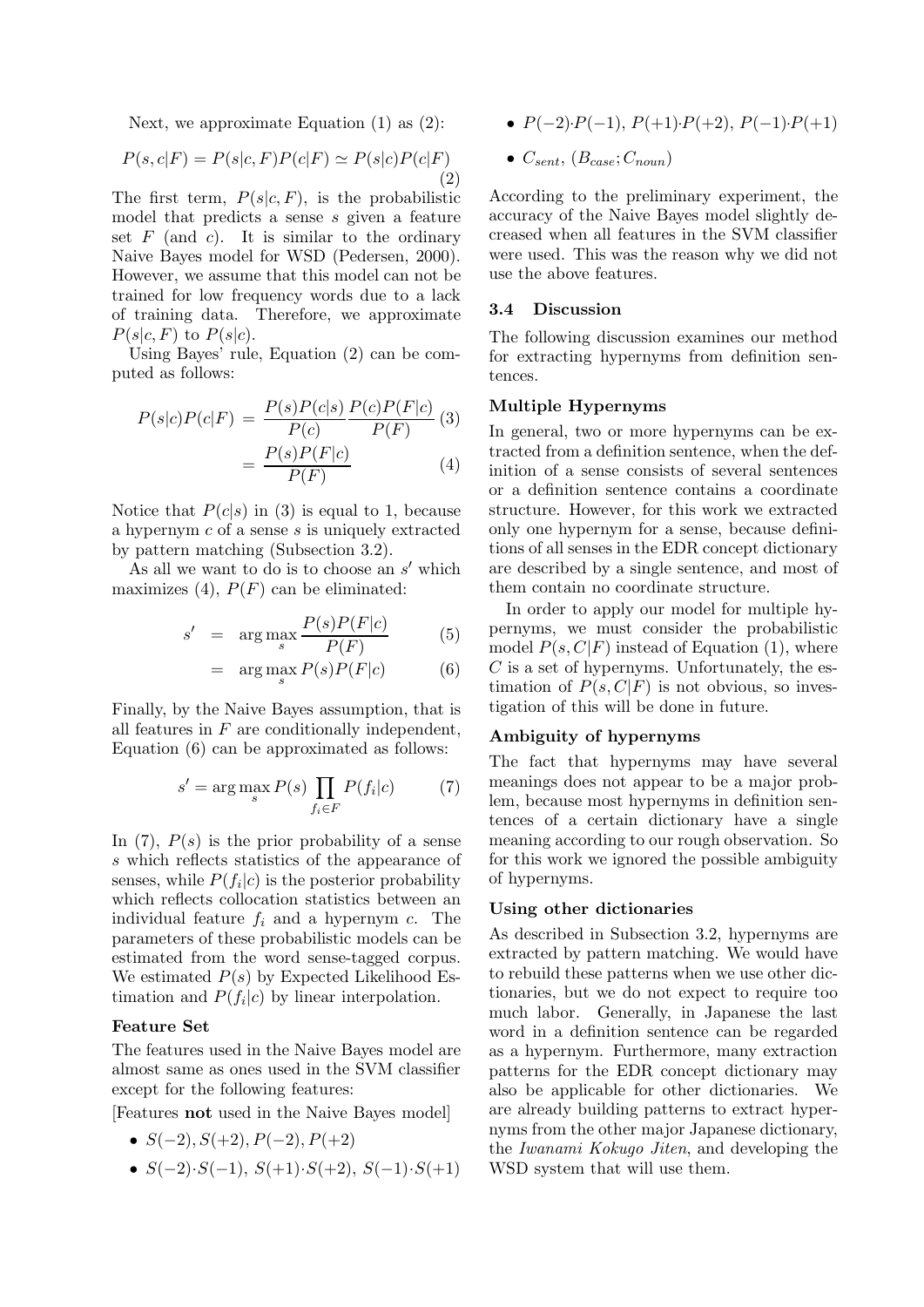Next, we approximate Equation (1) as (2):

$$P(s, c|F) = P(s|c, F)P(c|F) \simeq P(s|c)P(c|F) \quad (2)$$

The first term, $P(s|c, F)$, is the probabilistic model that predicts a sense $s$ given a feature set $F$ (and $c$). It is similar to the ordinary Naive Bayes model for WSD (Pedersen, 2000). However, we assume that this model can not be trained for low frequency words due to a lack of training data. Therefore, we approximate $P(s|c, F)$ to $P(s|c)$.

Using Bayes' rule, Equation (2) can be computed as follows:

$$P(s|c)P(c|F) = \frac{P(s)P(c|s)}{P(c)} \frac{P(c)P(F|c)}{P(F)} \quad (3)$$

$$= \frac{P(s)P(F|c)}{P(F)} \quad (4)$$

Notice that $P(c|s)$ in (3) is equal to 1, because a hypernym $c$ of a sense $s$ is uniquely extracted by pattern matching (Subsection 3.2).

As all we want to do is to choose an $s'$ which maximizes (4), $P(F)$ can be eliminated:

$$s' = \arg\max_s \frac{P(s)P(F|c)}{P(F)} \quad (5)$$

$$= \arg\max_s P(s)P(F|c) \quad (6)$$

Finally, by the Naive Bayes assumption, that is all features in $F$ are conditionally independent, Equation (6) can be approximated as follows:

$$s' = \arg\max_s P(s) \prod_{f_i \in F} P(f_i|c) \quad (7)$$

In (7), $P(s)$ is the prior probability of a sense $s$ which reflects statistics of the appearance of senses, while $P(f_i|c)$ is the posterior probability which reflects collocation statistics between an individual feature $f_i$ and a hypernym $c$. The parameters of these probabilistic models can be estimated from the word sense-tagged corpus. We estimated $P(s)$ by Expected Likelihood Estimation and $P(f_i|c)$ by linear interpolation.

**Feature Set**

The features used in the Naive Bayes model are almost same as ones used in the SVM classifier except for the following features:

[Features **not** used in the Naive Bayes model]

- $S(-2), S(+2), P(-2), P(+2)$
- $S(-2){\cdot}S(-1)$, $S(+1){\cdot}S(+2)$, $S(-1){\cdot}S(+1)$
- $P(-2){\cdot}P(-1)$, $P(+1){\cdot}P(+2)$, $P(-1){\cdot}P(+1)$
- $C_{sent}$, $(B_{case}; C_{noun})$

According to the preliminary experiment, the accuracy of the Naive Bayes model slightly decreased when all features in the SVM classifier were used. This was the reason why we did not use the above features.

### 3.4 Discussion

The following discussion examines our method for extracting hypernyms from definition sentences.

**Multiple Hypernyms**

In general, two or more hypernyms can be extracted from a definition sentence, when the definition of a sense consists of several sentences or a definition sentence contains a coordinate structure. However, for this work we extracted only one hypernym for a sense, because definitions of all senses in the EDR concept dictionary are described by a single sentence, and most of them contain no coordinate structure.

In order to apply our model for multiple hypernyms, we must consider the probabilistic model $P(s, C|F)$ instead of Equation (1), where $C$ is a set of hypernyms. Unfortunately, the estimation of $P(s, C|F)$ is not obvious, so investigation of this will be done in future.

**Ambiguity of hypernyms**

The fact that hypernyms may have several meanings does not appear to be a major problem, because most hypernyms in definition sentences of a certain dictionary have a single meaning according to our rough observation. So for this work we ignored the possible ambiguity of hypernyms.

**Using other dictionaries**

As described in Subsection 3.2, hypernyms are extracted by pattern matching. We would have to rebuild these patterns when we use other dictionaries, but we do not expect to require too much labor. Generally, in Japanese the last word in a definition sentence can be regarded as a hypernym. Furthermore, many extraction patterns for the EDR concept dictionary may also be applicable for other dictionaries. We are already building patterns to extract hypernyms from the other major Japanese dictionary, the *Iwanami Kokugo Jiten*, and developing the WSD system that will use them.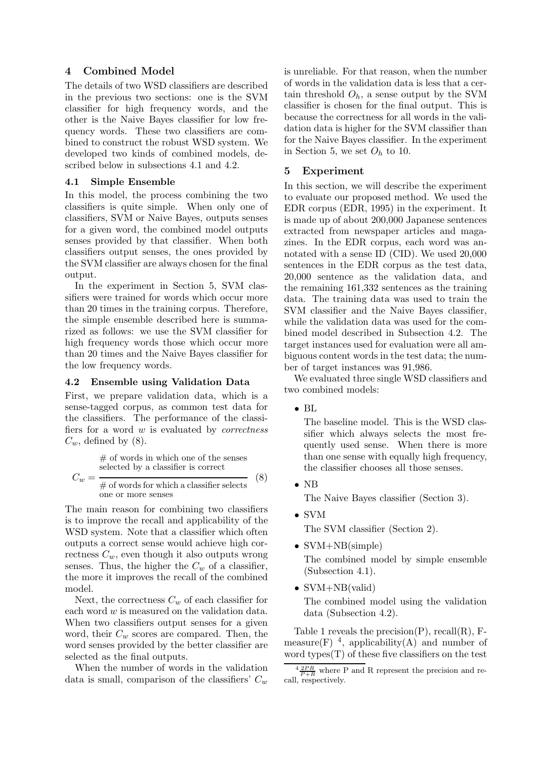## 4 Combined Model

The details of two WSD classifiers are described in the previous two sections: one is the SVM classifier for high frequency words, and the other is the Naive Bayes classifier for low frequency words. These two classifiers are combined to construct the robust WSD system. We developed two kinds of combined models, described below in subsections 4.1 and 4.2.

### 4.1 Simple Ensemble

In this model, the process combining the two classifiers is quite simple. When only one of classifiers, SVM or Naive Bayes, outputs senses for a given word, the combined model outputs senses provided by that classifier. When both classifiers output senses, the ones provided by the SVM classifier are always chosen for the final output.

In the experiment in Section 5, SVM classifiers were trained for words which occur more than 20 times in the training corpus. Therefore, the simple ensemble described here is summarized as follows: we use the SVM classifier for high frequency words those which occur more than 20 times and the Naive Bayes classifier for the low frequency words.

### 4.2 Ensemble using Validation Data

First, we prepare validation data, which is a sense-tagged corpus, as common test data for the classifiers. The performance of the classifiers for a word $w$ is evaluated by *correctness* $C_w$, defined by (8).

$$C_w = \frac{\text{\# of words in which one of the senses selected by a classifier is correct}}{\text{\# of words for which a classifier selects one or more senses}} \quad (8)$$

The main reason for combining two classifiers is to improve the recall and applicability of the WSD system. Note that a classifier which often outputs a correct sense would achieve high correctness $C_w$, even though it also outputs wrong senses. Thus, the higher the $C_w$ of a classifier, the more it improves the recall of the combined model.

Next, the correctness $C_w$ of each classifier for each word $w$ is measured on the validation data. When two classifiers output senses for a given word, their $C_w$ scores are compared. Then, the word senses provided by the better classifier are selected as the final outputs.

When the number of words in the validation data is small, comparison of the classifiers' $C_w$ is unreliable. For that reason, when the number of words in the validation data is less that a certain threshold $O_h$, a sense output by the SVM classifier is chosen for the final output. This is because the correctness for all words in the validation data is higher for the SVM classifier than for the Naive Bayes classifier. In the experiment in Section 5, we set $O_h$ to 10.

## 5 Experiment

In this section, we will describe the experiment to evaluate our proposed method. We used the EDR corpus (EDR, 1995) in the experiment. It is made up of about 200,000 Japanese sentences extracted from newspaper articles and magazines. In the EDR corpus, each word was annotated with a sense ID (CID). We used 20,000 sentences in the EDR corpus as the test data, 20,000 sentence as the validation data, and the remaining 161,332 sentences as the training data. The training data was used to train the SVM classifier and the Naive Bayes classifier, while the validation data was used for the combined model described in Subsection 4.2. The target instances used for evaluation were all ambiguous content words in the test data; the number of target instances was 91,986.

We evaluated three single WSD classifiers and two combined models:

- BL
  The baseline model. This is the WSD classifier which always selects the most frequently used sense. When there is more than one sense with equally high frequency, the classifier chooses all those senses.
- NB
  The Naive Bayes classifier (Section 3).
- SVM
  The SVM classifier (Section 2).
- SVM+NB(simple)
  The combined model by simple ensemble (Subsection 4.1).
- SVM+NB(valid)
  The combined model using the validation data (Subsection 4.2).

Table 1 reveals the precision(P), recall(R), F-measure(F) [4], applicability(A) and number of word types(T) of these five classifiers on the test

[4] $\frac{2PR}{P+R}$ where P and R represent the precision and recall, respectively.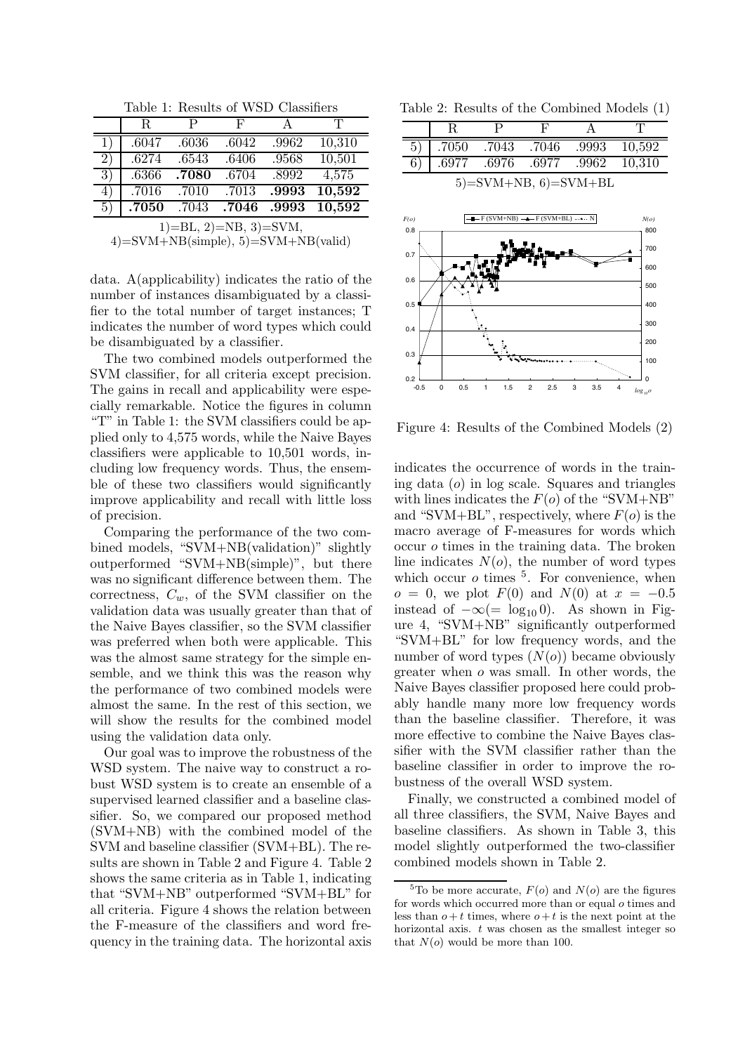Table 1: Results of WSD Classifiers

|  | R | P | F | A | T |
|---|---|---|---|---|---|
| 1) | .6047 | .6036 | .6042 | .9962 | 10,310 |
| 2) | .6274 | .6543 | .6406 | .9568 | 10,501 |
| 3) | .6366 | **.7080** | .6704 | .8992 | 4,575 |
| 4) | .7016 | .7010 | .7013 | **.9993** | **10,592** |
| 5) | **.7050** | .7043 | **.7046** | **.9993** | **10,592** |

1)=BL, 2)=NB, 3)=SVM,
4)=SVM+NB(simple), 5)=SVM+NB(valid)

data. A(applicability) indicates the ratio of the number of instances disambiguated by a classifier to the total number of target instances; T indicates the number of word types which could be disambiguated by a classifier.

The two combined models outperformed the SVM classifier, for all criteria except precision. The gains in recall and applicability were especially remarkable. Notice the figures in column "T" in Table 1: the SVM classifiers could be applied only to 4,575 words, while the Naive Bayes classifiers were applicable to 10,501 words, including low frequency words. Thus, the ensemble of these two classifiers would significantly improve applicability and recall with little loss of precision.

Comparing the performance of the two combined models, "SVM+NB(validation)" slightly outperformed "SVM+NB(simple)", but there was no significant difference between them. The correctness, $C_w$, of the SVM classifier on the validation data was usually greater than that of the Naive Bayes classifier, so the SVM classifier was preferred when both were applicable. This was the almost same strategy for the simple ensemble, and we think this was the reason why the performance of two combined models were almost the same. In the rest of this section, we will show the results for the combined model using the validation data only.

Our goal was to improve the robustness of the WSD system. The naive way to construct a robust WSD system is to create an ensemble of a supervised learned classifier and a baseline classifier. So, we compared our proposed method (SVM+NB) with the combined model of the SVM and baseline classifier (SVM+BL). The results are shown in Table 2 and Figure 4. Table 2 shows the same criteria as in Table 1, indicating that "SVM+NB" outperformed "SVM+BL" for all criteria. Figure 4 shows the relation between the F-measure of the classifiers and word frequency in the training data. The horizontal axis

Table 2: Results of the Combined Models (1)

|  | R | P | F | A | T |
|---|---|---|---|---|---|
| 5) | .7050 | .7043 | .7046 | .9993 | 10,592 |
| 6) | .6977 | .6976 | .6977 | .9962 | 10,310 |

5)=SVM+NB, 6)=SVM+BL

Figure 4: Results of the Combined Models (2)

indicates the occurrence of words in the training data ($o$) in log scale. Squares and triangles with lines indicates the $F(o)$ of the "SVM+NB" and "SVM+BL", respectively, where $F(o)$ is the macro average of F-measures for words which occur $o$ times in the training data. The broken line indicates $N(o)$, the number of word types which occur $o$ times [5]. For convenience, when $o = 0$, we plot $F(0)$ and $N(0)$ at $x = -0.5$ instead of $-\infty (= \log_{10} 0)$. As shown in Figure 4, "SVM+NB" significantly outperformed "SVM+BL" for low frequency words, and the number of word types ($N(o)$) became obviously greater when $o$ was small. In other words, the Naive Bayes classifier proposed here could probably handle many more low frequency words than the baseline classifier. Therefore, it was more effective to combine the Naive Bayes classifier with the SVM classifier rather than the baseline classifier in order to improve the robustness of the overall WSD system.

Finally, we constructed a combined model of all three classifiers, the SVM, Naive Bayes and baseline classifiers. As shown in Table 3, this model slightly outperformed the two-classifier combined models shown in Table 2.

[5] To be more accurate, $F(o)$ and $N(o)$ are the figures for words which occurred more than or equal $o$ times and less than $o+t$ times, where $o+t$ is the next point at the horizontal axis. $t$ was chosen as the smallest integer so that $N(o)$ would be more than 100.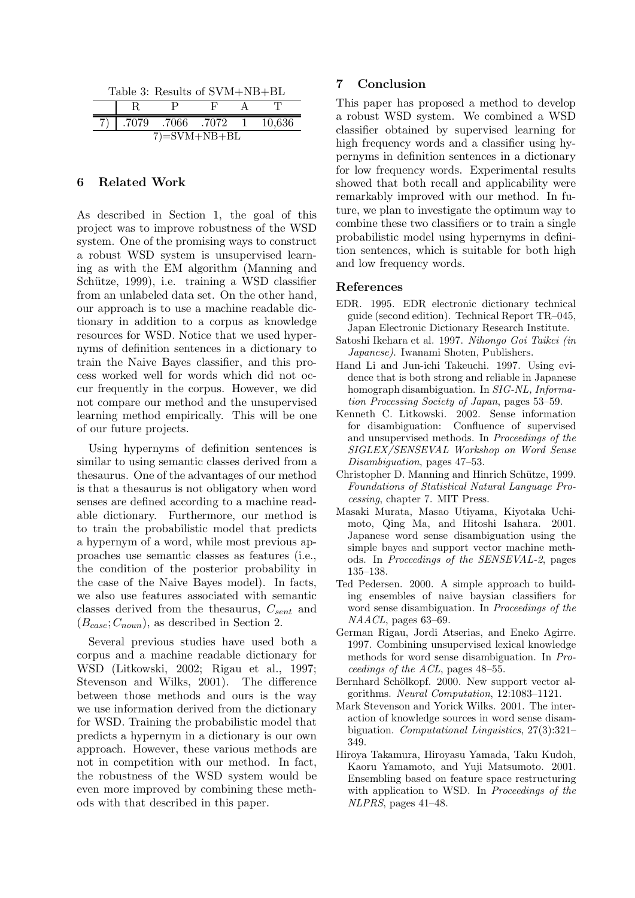Table 3: Results of SVM+NB+BL

| | R | P | F | A | T |
|---|---|---|---|---|---|
| 7) | .7079 | .7066 | .7072 | 1 | 10,636 |

7)=SVM+NB+BL

## 6 Related Work

As described in Section 1, the goal of this project was to improve robustness of the WSD system. One of the promising ways to construct a robust WSD system is unsupervised learning as with the EM algorithm (Manning and Schütze, 1999), i.e. training a WSD classifier from an unlabeled data set. On the other hand, our approach is to use a machine readable dictionary in addition to a corpus as knowledge resources for WSD. Notice that we used hypernyms of definition sentences in a dictionary to train the Naive Bayes classifier, and this process worked well for words which did not occur frequently in the corpus. However, we did not compare our method and the unsupervised learning method empirically. This will be one of our future projects.

Using hypernyms of definition sentences is similar to using semantic classes derived from a thesaurus. One of the advantages of our method is that a thesaurus is not obligatory when word senses are defined according to a machine readable dictionary. Furthermore, our method is to train the probabilistic model that predicts a hypernym of a word, while most previous approaches use semantic classes as features (i.e., the condition of the posterior probability in the case of the Naive Bayes model). In facts, we also use features associated with semantic classes derived from the thesaurus, $C_{sent}$ and $(B_{case}; C_{noun})$, as described in Section 2.

Several previous studies have used both a corpus and a machine readable dictionary for WSD (Litkowski, 2002; Rigau et al., 1997; Stevenson and Wilks, 2001). The difference between those methods and ours is the way we use information derived from the dictionary for WSD. Training the probabilistic model that predicts a hypernym in a dictionary is our own approach. However, these various methods are not in competition with our method. In fact, the robustness of the WSD system would be even more improved by combining these methods with that described in this paper.

## 7 Conclusion

This paper has proposed a method to develop a robust WSD system. We combined a WSD classifier obtained by supervised learning for high frequency words and a classifier using hypernyms in definition sentences in a dictionary for low frequency words. Experimental results showed that both recall and applicability were remarkably improved with our method. In future, we plan to investigate the optimum way to combine these two classifiers or to train a single probabilistic model using hypernyms in definition sentences, which is suitable for both high and low frequency words.

## References

EDR. 1995. EDR electronic dictionary technical guide (second edition). Technical Report TR–045, Japan Electronic Dictionary Research Institute.

Satoshi Ikehara et al. 1997. *Nihongo Goi Taikei (in Japanese)*. Iwanami Shoten, Publishers.

Hand Li and Jun-ichi Takeuchi. 1997. Using evidence that is both strong and reliable in Japanese homograph disambiguation. In *SIG-NL, Information Processing Society of Japan*, pages 53–59.

Kenneth C. Litkowski. 2002. Sense information for disambiguation: Confluence of supervised and unsupervised methods. In *Proceedings of the SIGLEX/SENSEVAL Workshop on Word Sense Disambiguation*, pages 47–53.

Christopher D. Manning and Hinrich Schütze, 1999. *Foundations of Statistical Natural Language Processing*, chapter 7. MIT Press.

Masaki Murata, Masao Utiyama, Kiyotaka Uchimoto, Qing Ma, and Hitoshi Isahara. 2001. Japanese word sense disambiguation using the simple bayes and support vector machine methods. In *Proceedings of the SENSEVAL-2*, pages 135–138.

Ted Pedersen. 2000. A simple approach to building ensembles of naive baysian classifiers for word sense disambiguation. In *Proceedings of the NAACL*, pages 63–69.

German Rigau, Jordi Atserias, and Eneko Agirre. 1997. Combining unsupervised lexical knowledge methods for word sense disambiguation. In *Proceedings of the ACL*, pages 48–55.

Bernhard Schölkopf. 2000. New support vector algorithms. *Neural Computation*, 12:1083–1121.

Mark Stevenson and Yorick Wilks. 2001. The interaction of knowledge sources in word sense disambiguation. *Computational Linguistics*, 27(3):321–349.

Hiroya Takamura, Hiroyasu Yamada, Taku Kudoh, Kaoru Yamamoto, and Yuji Matsumoto. 2001. Ensembling based on feature space restructuring with application to WSD. In *Proceedings of the NLPRS*, pages 41–48.